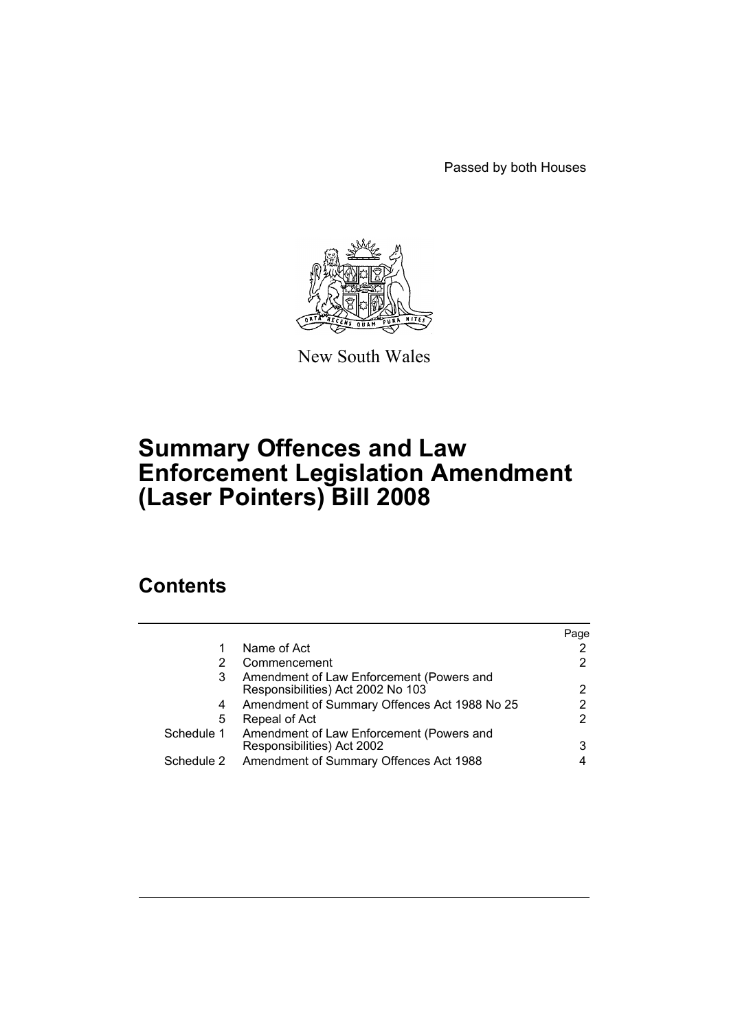Passed by both Houses

New South Wales

# Summary Offences and Law Enforcement Legislation Amendment (Laser Pointers) Bill 2008

## Contents

| | | Page |
|---|---|---|
| 1 | Name of Act | 2 |
| 2 | Commencement | 2 |
| 3 | Amendment of Law Enforcement (Powers and Responsibilities) Act 2002 No 103 | 2 |
| 4 | Amendment of Summary Offences Act 1988 No 25 | 2 |
| 5 | Repeal of Act | 2 |
| Schedule 1 | Amendment of Law Enforcement (Powers and Responsibilities) Act 2002 | 3 |
| Schedule 2 | Amendment of Summary Offences Act 1988 | 4 |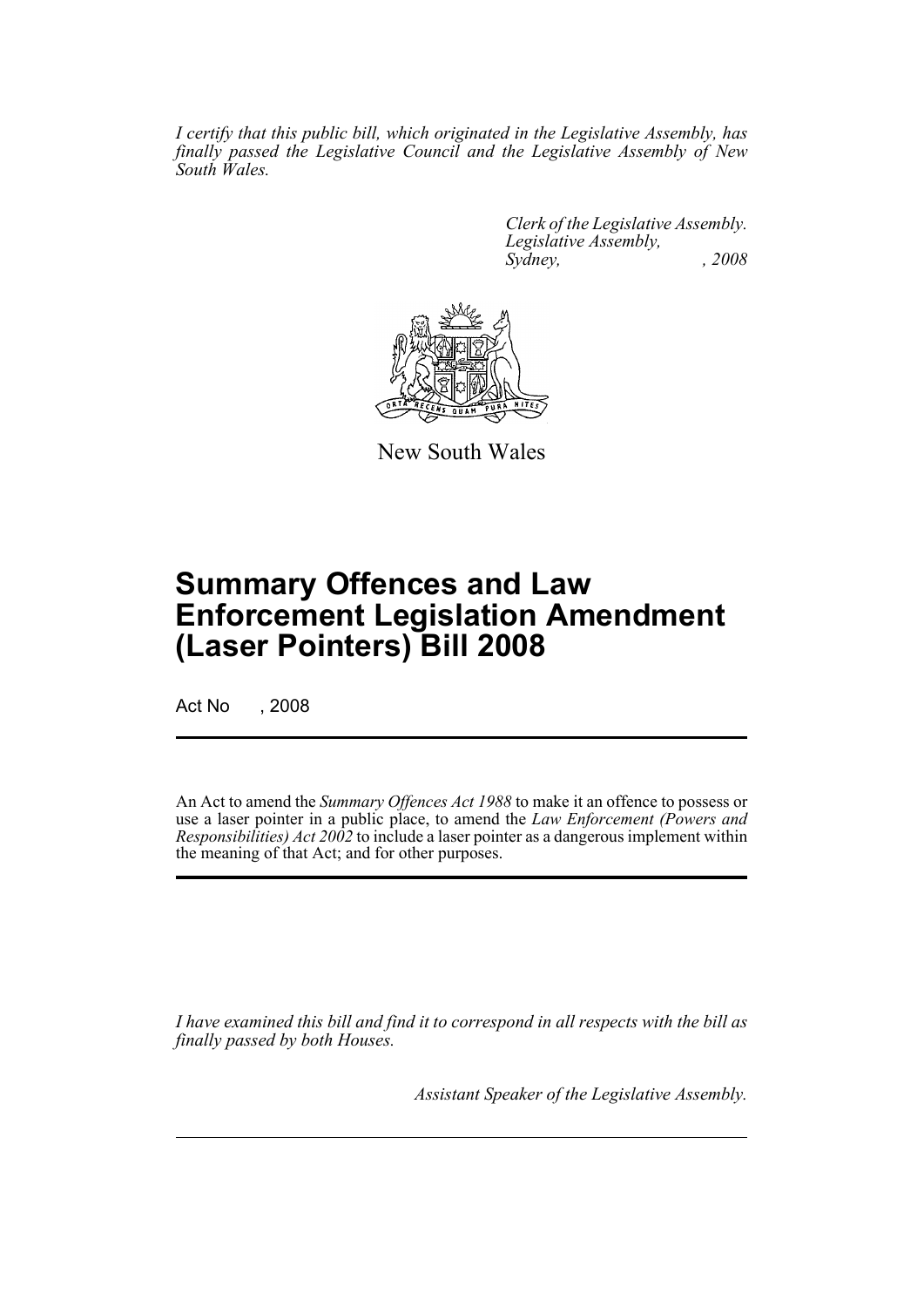*I certify that this public bill, which originated in the Legislative Assembly, has finally passed the Legislative Council and the Legislative Assembly of New South Wales.*

*Clerk of the Legislative Assembly.*
*Legislative Assembly,*
*Sydney, , 2008*

New South Wales

# Summary Offences and Law Enforcement Legislation Amendment (Laser Pointers) Bill 2008

Act No , 2008

An Act to amend the *Summary Offences Act 1988* to make it an offence to possess or use a laser pointer in a public place, to amend the *Law Enforcement (Powers and Responsibilities) Act 2002* to include a laser pointer as a dangerous implement within the meaning of that Act; and for other purposes.

*I have examined this bill and find it to correspond in all respects with the bill as finally passed by both Houses.*

*Assistant Speaker of the Legislative Assembly.*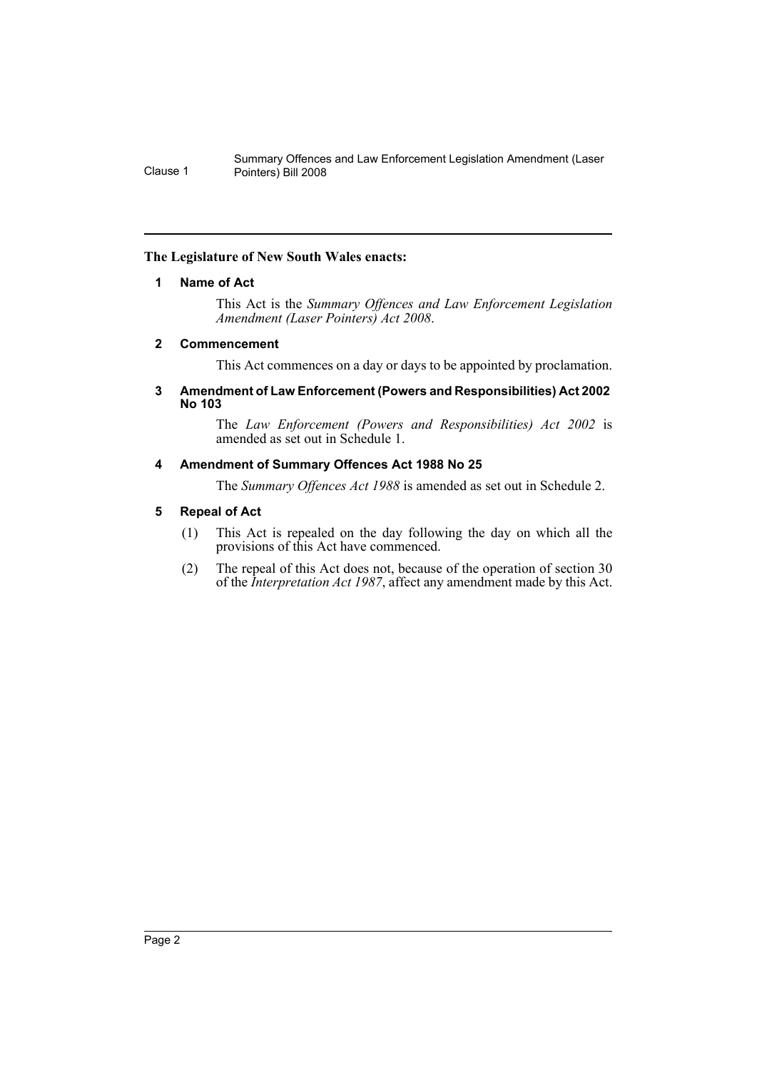**The Legislature of New South Wales enacts:**

## 1 Name of Act

This Act is the *Summary Offences and Law Enforcement Legislation Amendment (Laser Pointers) Act 2008*.

## 2 Commencement

This Act commences on a day or days to be appointed by proclamation.

## 3 Amendment of Law Enforcement (Powers and Responsibilities) Act 2002 No 103

The *Law Enforcement (Powers and Responsibilities) Act 2002* is amended as set out in Schedule 1.

## 4 Amendment of Summary Offences Act 1988 No 25

The *Summary Offences Act 1988* is amended as set out in Schedule 2.

## 5 Repeal of Act

(1) This Act is repealed on the day following the day on which all the provisions of this Act have commenced.

(2) The repeal of this Act does not, because of the operation of section 30 of the *Interpretation Act 1987*, affect any amendment made by this Act.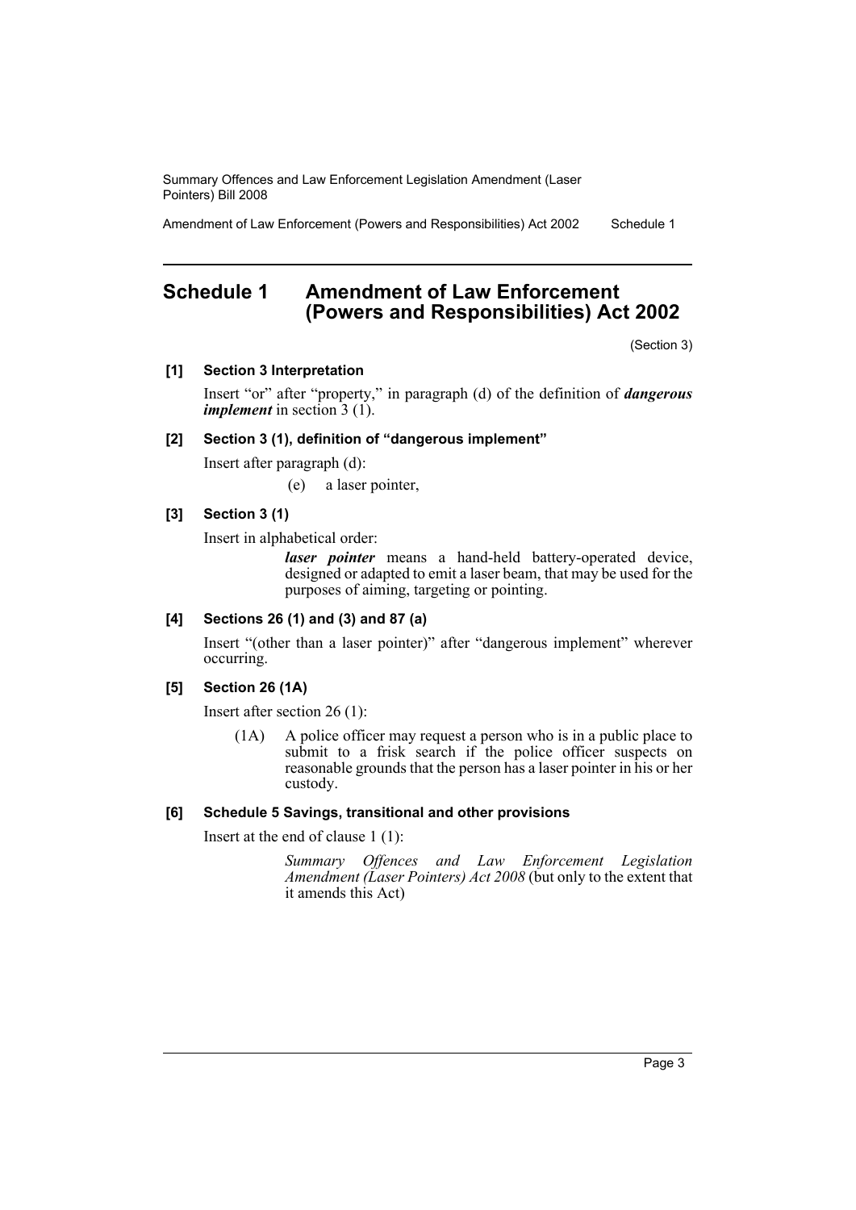# Schedule 1 Amendment of Law Enforcement (Powers and Responsibilities) Act 2002

(Section 3)

**[1] Section 3 Interpretation**

Insert "or" after "property," in paragraph (d) of the definition of ***dangerous implement*** in section 3 (1).

**[2] Section 3 (1), definition of "dangerous implement"**

Insert after paragraph (d):

(e) a laser pointer,

**[3] Section 3 (1)**

Insert in alphabetical order:

***laser pointer*** means a hand-held battery-operated device, designed or adapted to emit a laser beam, that may be used for the purposes of aiming, targeting or pointing.

**[4] Sections 26 (1) and (3) and 87 (a)**

Insert "(other than a laser pointer)" after "dangerous implement" wherever occurring.

**[5] Section 26 (1A)**

Insert after section 26 (1):

(1A) A police officer may request a person who is in a public place to submit to a frisk search if the police officer suspects on reasonable grounds that the person has a laser pointer in his or her custody.

**[6] Schedule 5 Savings, transitional and other provisions**

Insert at the end of clause 1 (1):

*Summary Offences and Law Enforcement Legislation Amendment (Laser Pointers) Act 2008* (but only to the extent that it amends this Act)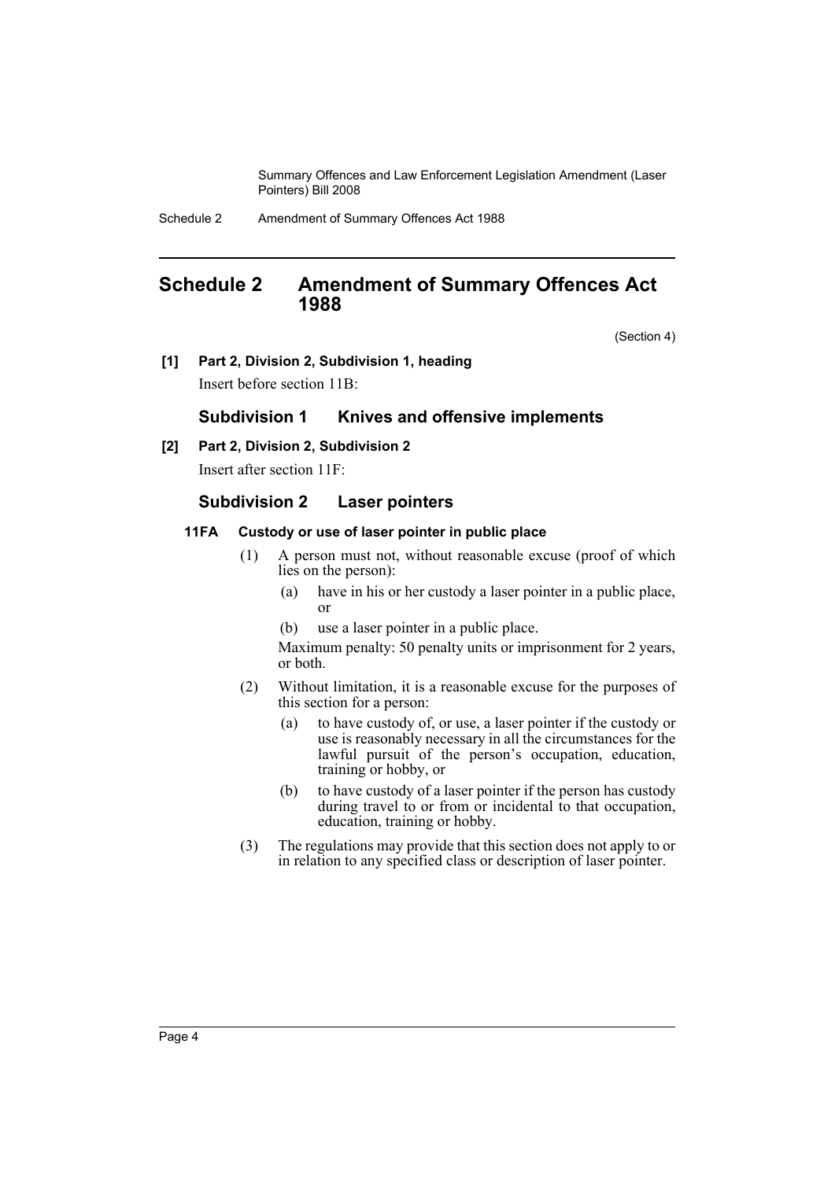## Schedule 2 Amendment of Summary Offences Act 1988

(Section 4)

**[1] Part 2, Division 2, Subdivision 1, heading**

Insert before section 11B:

### Subdivision 1 Knives and offensive implements

**[2] Part 2, Division 2, Subdivision 2**

Insert after section 11F:

### Subdivision 2 Laser pointers

**11FA Custody or use of laser pointer in public place**

(1) A person must not, without reasonable excuse (proof of which lies on the person):

(a) have in his or her custody a laser pointer in a public place, or

(b) use a laser pointer in a public place.

Maximum penalty: 50 penalty units or imprisonment for 2 years, or both.

(2) Without limitation, it is a reasonable excuse for the purposes of this section for a person:

(a) to have custody of, or use, a laser pointer if the custody or use is reasonably necessary in all the circumstances for the lawful pursuit of the person's occupation, education, training or hobby, or

(b) to have custody of a laser pointer if the person has custody during travel to or from or incidental to that occupation, education, training or hobby.

(3) The regulations may provide that this section does not apply to or in relation to any specified class or description of laser pointer.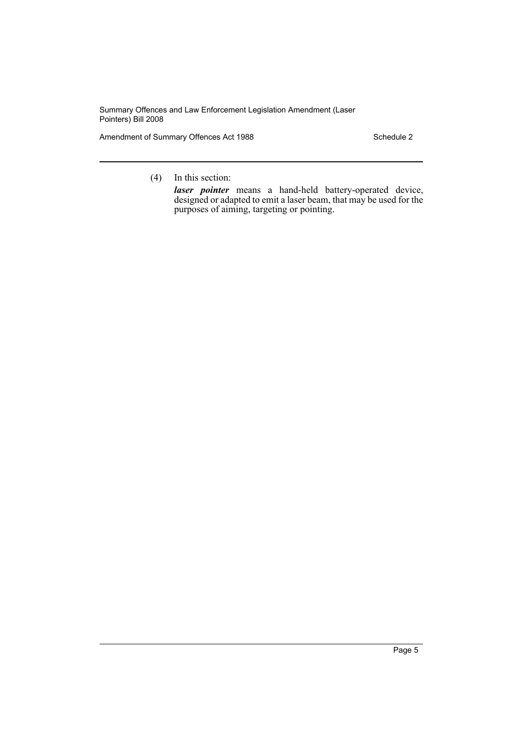(4) In this section:

***laser pointer*** means a hand-held battery-operated device, designed or adapted to emit a laser beam, that may be used for the purposes of aiming, targeting or pointing.